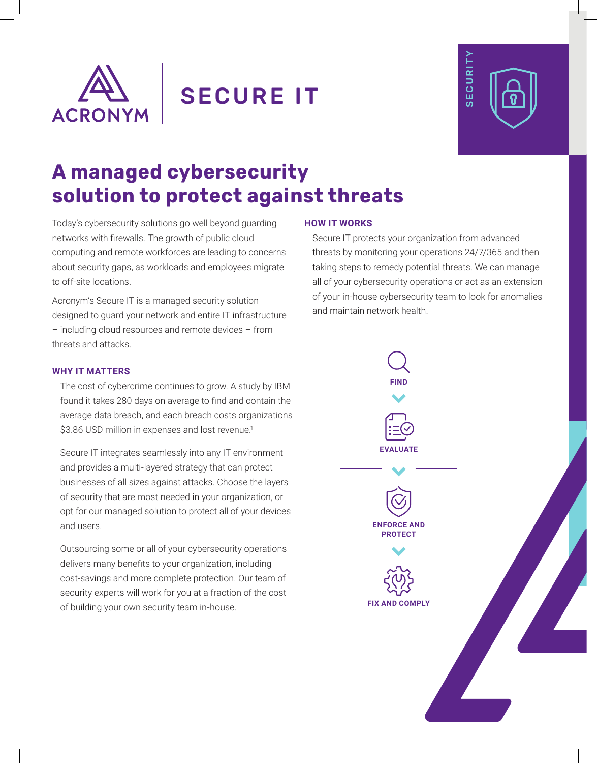ACRONYM | SECURE IT

SECURITY

# A managed cybersecurity solution to protect against threats

Today's cybersecurity solutions go well beyond guarding networks with firewalls. The growth of public cloud computing and remote workforces are leading to concerns about security gaps, as workloads and employees migrate to off-site locations.

Acronym's Secure IT is a managed security solution designed to guard your network and entire IT infrastructure – including cloud resources and remote devices – from threats and attacks.

### WHY IT MATTERS

The cost of cybercrime continues to grow. A study by IBM found it takes 280 days on average to find and contain the average data breach, and each breach costs organizations $3.86 USD million in expenses and lost revenue.[1]

Secure IT integrates seamlessly into any IT environment and provides a multi-layered strategy that can protect businesses of all sizes against attacks. Choose the layers of security that are most needed in your organization, or opt for our managed solution to protect all of your devices and users.

Outsourcing some or all of your cybersecurity operations delivers many benefits to your organization, including cost-savings and more complete protection. Our team of security experts will work for you at a fraction of the cost of building your own security team in-house.

### HOW IT WORKS

Secure IT protects your organization from advanced threats by monitoring your operations 24/7/365 and then taking steps to remedy potential threats. We can manage all of your cybersecurity operations or act as an extension of your in-house cybersecurity team to look for anomalies and maintain network health.

**FIND**

**EVALUATE**

**ENFORCE AND PROTECT**

**FIX AND COMPLY**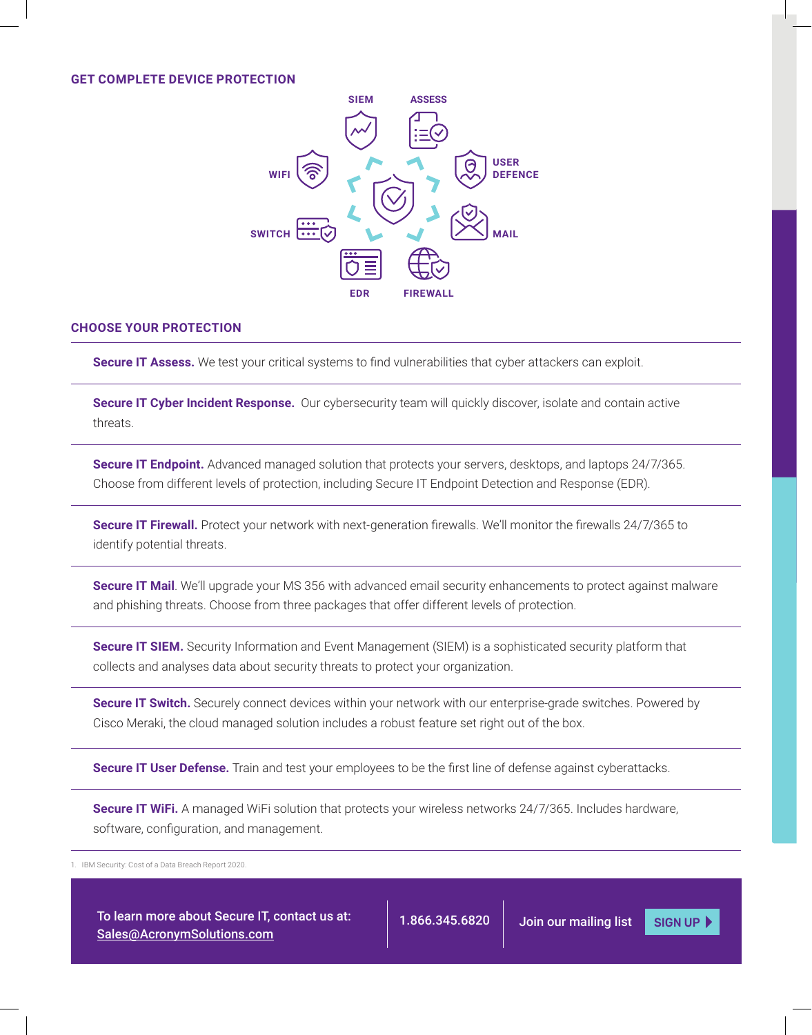## GET COMPLETE DEVICE PROTECTION

SIEM
ASSESS
WIFI
USER DEFENCE
SWITCH
MAIL
EDR
FIREWALL

## CHOOSE YOUR PROTECTION

**Secure IT Assess.** We test your critical systems to find vulnerabilities that cyber attackers can exploit.

**Secure IT Cyber Incident Response.** Our cybersecurity team will quickly discover, isolate and contain active threats.

**Secure IT Endpoint.** Advanced managed solution that protects your servers, desktops, and laptops 24/7/365. Choose from different levels of protection, including Secure IT Endpoint Detection and Response (EDR).

**Secure IT Firewall.** Protect your network with next-generation firewalls. We'll monitor the firewalls 24/7/365 to identify potential threats.

**Secure IT Mail**. We'll upgrade your MS 356 with advanced email security enhancements to protect against malware and phishing threats. Choose from three packages that offer different levels of protection.

**Secure IT SIEM.** Security Information and Event Management (SIEM) is a sophisticated security platform that collects and analyses data about security threats to protect your organization.

**Secure IT Switch.** Securely connect devices within your network with our enterprise-grade switches. Powered by Cisco Meraki, the cloud managed solution includes a robust feature set right out of the box.

**Secure IT User Defense.** Train and test your employees to be the first line of defense against cyberattacks.

**Secure IT WiFi.** A managed WiFi solution that protects your wireless networks 24/7/365. Includes hardware, software, configuration, and management.

1. IBM Security: Cost of a Data Breach Report 2020.

To learn more about Secure IT, contact us at: Sales@AcronymSolutions.com | 1.866.345.6820 | Join our mailing list **SIGN UP**